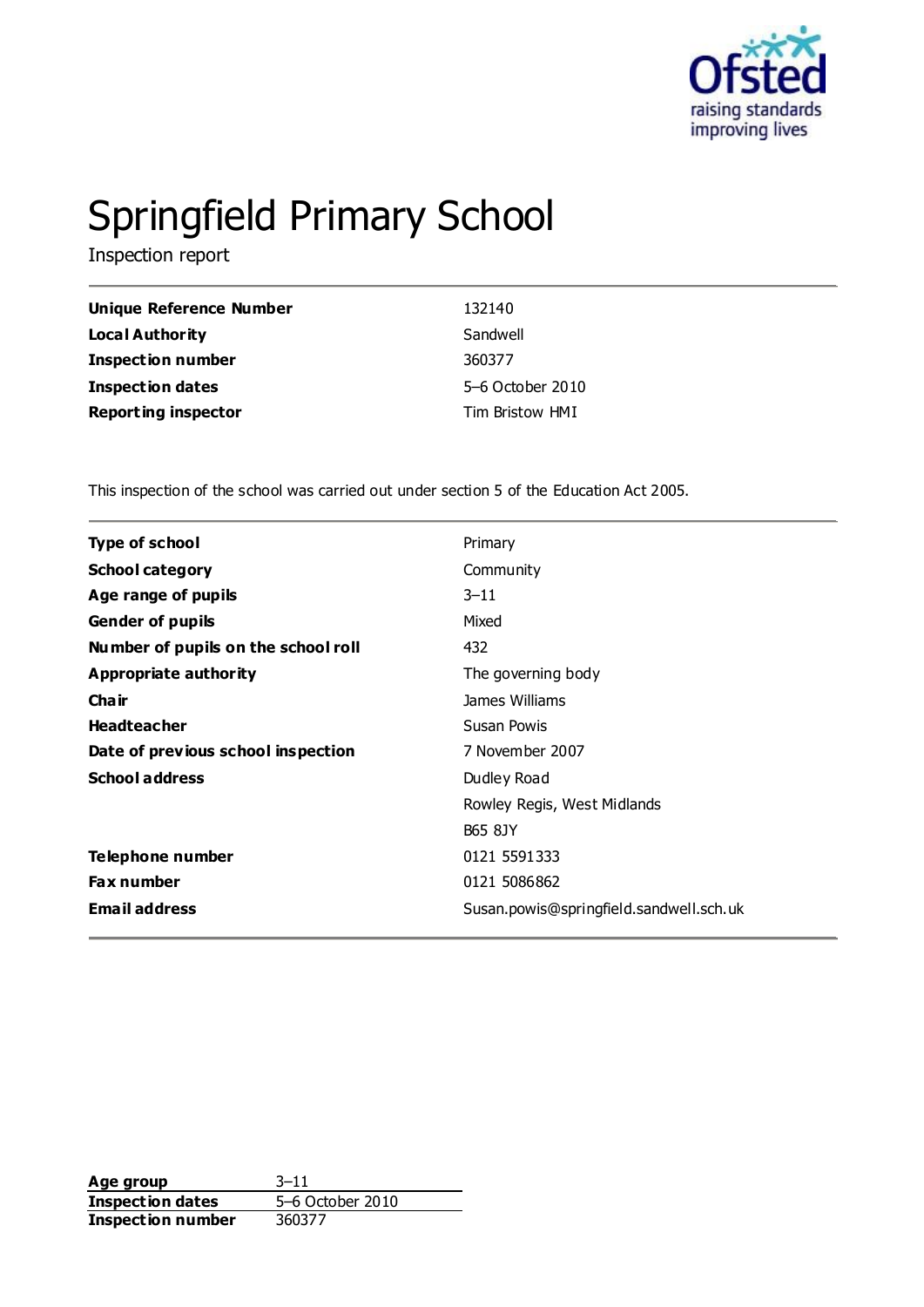# Springfield Primary School

Inspection report

| | |
|---|---|
| **Unique Reference Number** | 132140 |
| **Local Authority** | Sandwell |
| **Inspection number** | 360377 |
| **Inspection dates** | 5–6 October 2010 |
| **Reporting inspector** | Tim Bristow HMI |

This inspection of the school was carried out under section 5 of the Education Act 2005.

| | |
|---|---|
| **Type of school** | Primary |
| **School category** | Community |
| **Age range of pupils** | 3–11 |
| **Gender of pupils** | Mixed |
| **Number of pupils on the school roll** | 432 |
| **Appropriate authority** | The governing body |
| **Chair** | James Williams |
| **Headteacher** | Susan Powis |
| **Date of previous school inspection** | 7 November 2007 |
| **School address** | Dudley Road |
| | Rowley Regis, West Midlands |
| | B65 8JY |
| **Telephone number** | 0121 5591333 |
| **Fax number** | 0121 5086862 |
| **Email address** | Susan.powis@springfield.sandwell.sch.uk |

| | |
|---|---|
| **Age group** | 3–11 |
| **Inspection dates** | 5–6 October 2010 |
| **Inspection number** | 360377 |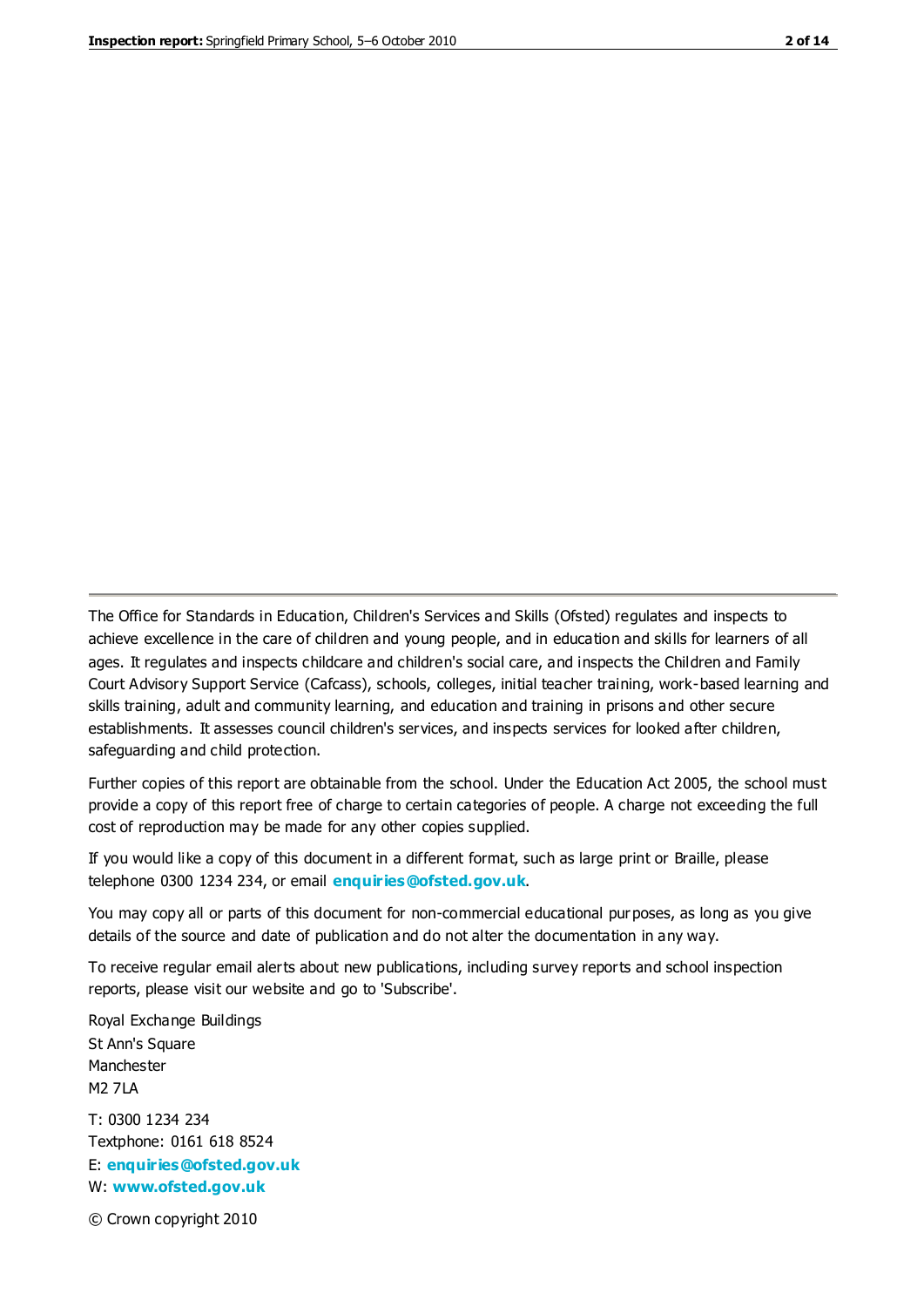The Office for Standards in Education, Children's Services and Skills (Ofsted) regulates and inspects to achieve excellence in the care of children and young people, and in education and skills for learners of all ages. It regulates and inspects childcare and children's social care, and inspects the Children and Family Court Advisory Support Service (Cafcass), schools, colleges, initial teacher training, work-based learning and skills training, adult and community learning, and education and training in prisons and other secure establishments. It assesses council children's services, and inspects services for looked after children, safeguarding and child protection.

Further copies of this report are obtainable from the school. Under the Education Act 2005, the school must provide a copy of this report free of charge to certain categories of people. A charge not exceeding the full cost of reproduction may be made for any other copies supplied.

If you would like a copy of this document in a different format, such as large print or Braille, please telephone 0300 1234 234, or email **enquiries@ofsted.gov.uk**.

You may copy all or parts of this document for non-commercial educational purposes, as long as you give details of the source and date of publication and do not alter the documentation in any way.

To receive regular email alerts about new publications, including survey reports and school inspection reports, please visit our website and go to 'Subscribe'.

Royal Exchange Buildings
St Ann's Square
Manchester
M2 7LA

T: 0300 1234 234
Textphone: 0161 618 8524
E: **enquiries@ofsted.gov.uk**
W: **www.ofsted.gov.uk**

© Crown copyright 2010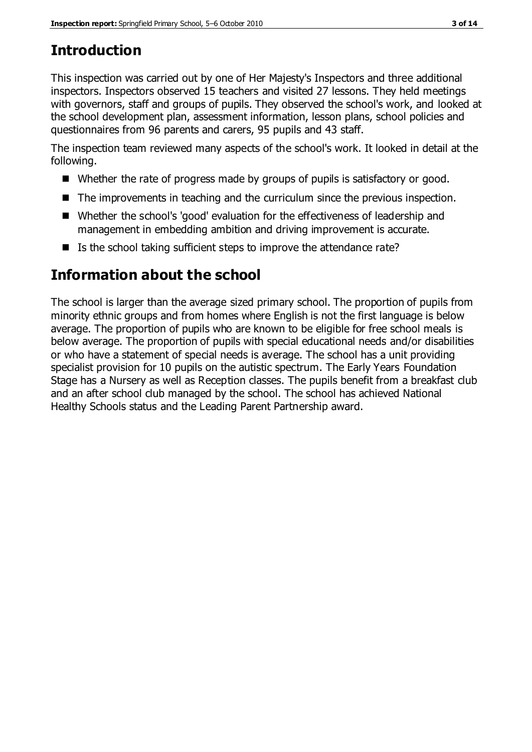## Introduction

This inspection was carried out by one of Her Majesty's Inspectors and three additional inspectors. Inspectors observed 15 teachers and visited 27 lessons. They held meetings with governors, staff and groups of pupils. They observed the school's work, and looked at the school development plan, assessment information, lesson plans, school policies and questionnaires from 96 parents and carers, 95 pupils and 43 staff.

The inspection team reviewed many aspects of the school's work. It looked in detail at the following.

- Whether the rate of progress made by groups of pupils is satisfactory or good.
- The improvements in teaching and the curriculum since the previous inspection.
- Whether the school's 'good' evaluation for the effectiveness of leadership and management in embedding ambition and driving improvement is accurate.
- Is the school taking sufficient steps to improve the attendance rate?

## Information about the school

The school is larger than the average sized primary school. The proportion of pupils from minority ethnic groups and from homes where English is not the first language is below average. The proportion of pupils who are known to be eligible for free school meals is below average. The proportion of pupils with special educational needs and/or disabilities or who have a statement of special needs is average. The school has a unit providing specialist provision for 10 pupils on the autistic spectrum. The Early Years Foundation Stage has a Nursery as well as Reception classes. The pupils benefit from a breakfast club and an after school club managed by the school. The school has achieved National Healthy Schools status and the Leading Parent Partnership award.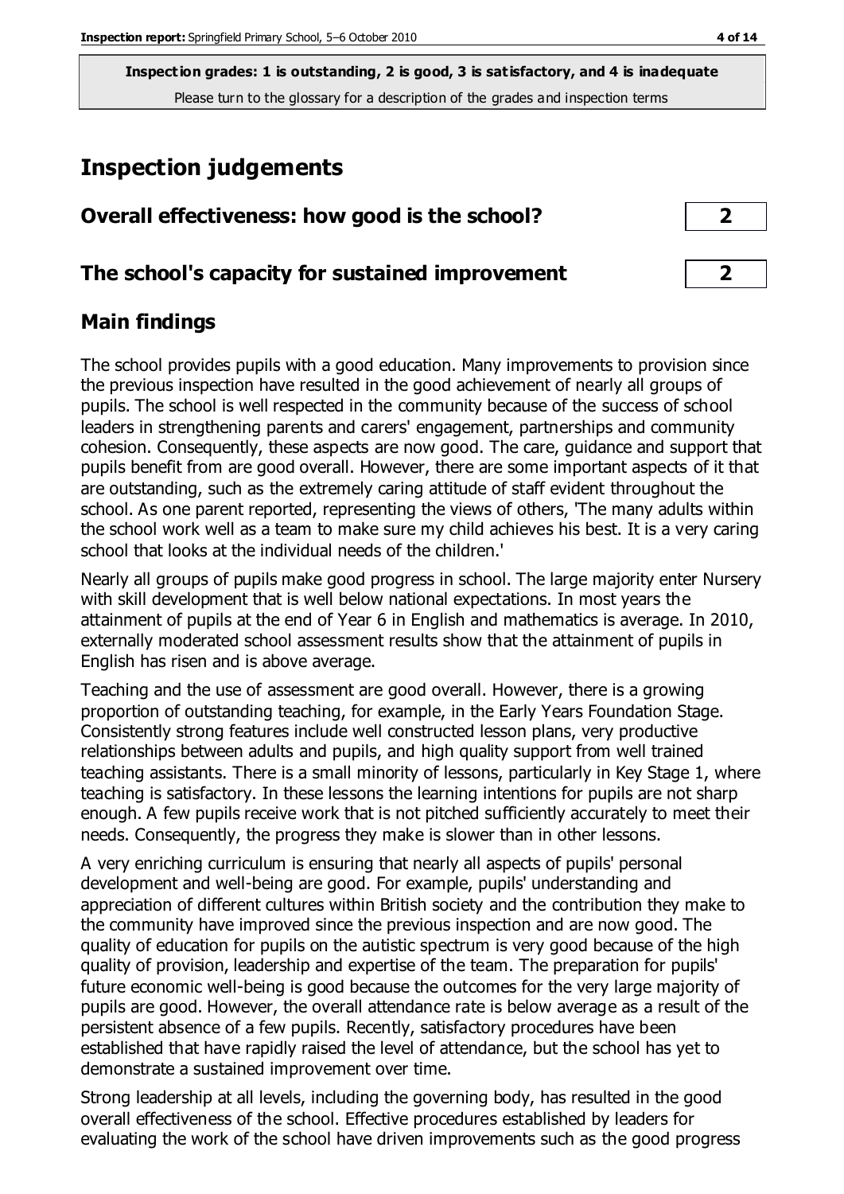**Inspection grades: 1 is outstanding, 2 is good, 3 is satisfactory, and 4 is inadequate**
Please turn to the glossary for a description of the grades and inspection terms

# Inspection judgements

## Overall effectiveness: how good is the school? 2

## The school's capacity for sustained improvement 2

## Main findings

The school provides pupils with a good education. Many improvements to provision since the previous inspection have resulted in the good achievement of nearly all groups of pupils. The school is well respected in the community because of the success of school leaders in strengthening parents and carers' engagement, partnerships and community cohesion. Consequently, these aspects are now good. The care, guidance and support that pupils benefit from are good overall. However, there are some important aspects of it that are outstanding, such as the extremely caring attitude of staff evident throughout the school. As one parent reported, representing the views of others, 'The many adults within the school work well as a team to make sure my child achieves his best. It is a very caring school that looks at the individual needs of the children.'

Nearly all groups of pupils make good progress in school. The large majority enter Nursery with skill development that is well below national expectations. In most years the attainment of pupils at the end of Year 6 in English and mathematics is average. In 2010, externally moderated school assessment results show that the attainment of pupils in English has risen and is above average.

Teaching and the use of assessment are good overall. However, there is a growing proportion of outstanding teaching, for example, in the Early Years Foundation Stage. Consistently strong features include well constructed lesson plans, very productive relationships between adults and pupils, and high quality support from well trained teaching assistants. There is a small minority of lessons, particularly in Key Stage 1, where teaching is satisfactory. In these lessons the learning intentions for pupils are not sharp enough. A few pupils receive work that is not pitched sufficiently accurately to meet their needs. Consequently, the progress they make is slower than in other lessons.

A very enriching curriculum is ensuring that nearly all aspects of pupils' personal development and well-being are good. For example, pupils' understanding and appreciation of different cultures within British society and the contribution they make to the community have improved since the previous inspection and are now good. The quality of education for pupils on the autistic spectrum is very good because of the high quality of provision, leadership and expertise of the team. The preparation for pupils' future economic well-being is good because the outcomes for the very large majority of pupils are good. However, the overall attendance rate is below average as a result of the persistent absence of a few pupils. Recently, satisfactory procedures have been established that have rapidly raised the level of attendance, but the school has yet to demonstrate a sustained improvement over time.

Strong leadership at all levels, including the governing body, has resulted in the good overall effectiveness of the school. Effective procedures established by leaders for evaluating the work of the school have driven improvements such as the good progress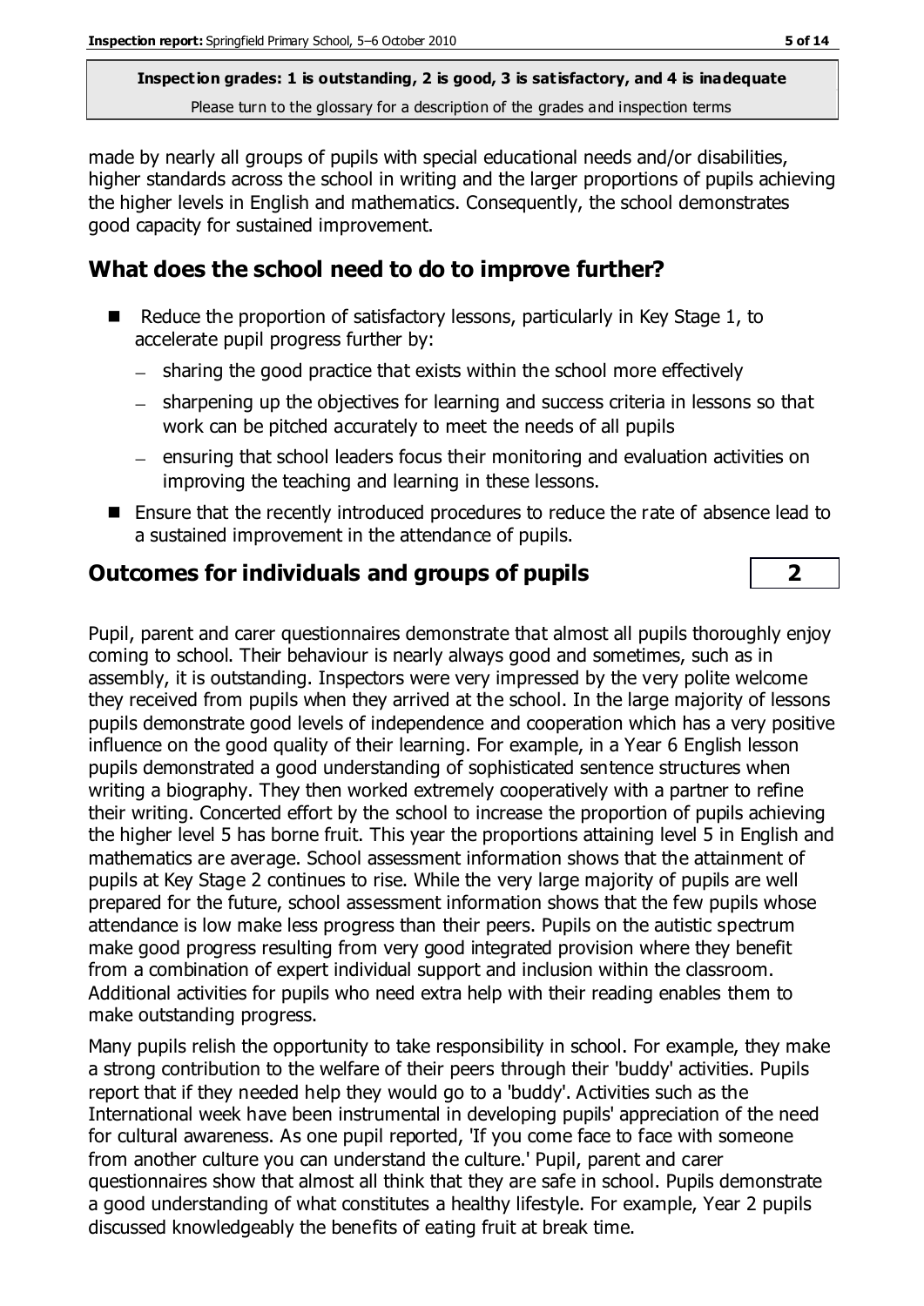made by nearly all groups of pupils with special educational needs and/or disabilities, higher standards across the school in writing and the larger proportions of pupils achieving the higher levels in English and mathematics. Consequently, the school demonstrates good capacity for sustained improvement.

## What does the school need to do to improve further?

- Reduce the proportion of satisfactory lessons, particularly in Key Stage 1, to accelerate pupil progress further by:
  - sharing the good practice that exists within the school more effectively
  - sharpening up the objectives for learning and success criteria in lessons so that work can be pitched accurately to meet the needs of all pupils
  - ensuring that school leaders focus their monitoring and evaluation activities on improving the teaching and learning in these lessons.
- Ensure that the recently introduced procedures to reduce the rate of absence lead to a sustained improvement in the attendance of pupils.

## Outcomes for individuals and groups of pupils — 2

Pupil, parent and carer questionnaires demonstrate that almost all pupils thoroughly enjoy coming to school. Their behaviour is nearly always good and sometimes, such as in assembly, it is outstanding. Inspectors were very impressed by the very polite welcome they received from pupils when they arrived at the school. In the large majority of lessons pupils demonstrate good levels of independence and cooperation which has a very positive influence on the good quality of their learning. For example, in a Year 6 English lesson pupils demonstrated a good understanding of sophisticated sentence structures when writing a biography. They then worked extremely cooperatively with a partner to refine their writing. Concerted effort by the school to increase the proportion of pupils achieving the higher level 5 has borne fruit. This year the proportions attaining level 5 in English and mathematics are average. School assessment information shows that the attainment of pupils at Key Stage 2 continues to rise. While the very large majority of pupils are well prepared for the future, school assessment information shows that the few pupils whose attendance is low make less progress than their peers. Pupils on the autistic spectrum make good progress resulting from very good integrated provision where they benefit from a combination of expert individual support and inclusion within the classroom. Additional activities for pupils who need extra help with their reading enables them to make outstanding progress.

Many pupils relish the opportunity to take responsibility in school. For example, they make a strong contribution to the welfare of their peers through their 'buddy' activities. Pupils report that if they needed help they would go to a 'buddy'. Activities such as the International week have been instrumental in developing pupils' appreciation of the need for cultural awareness. As one pupil reported, 'If you come face to face with someone from another culture you can understand the culture.' Pupil, parent and carer questionnaires show that almost all think that they are safe in school. Pupils demonstrate a good understanding of what constitutes a healthy lifestyle. For example, Year 2 pupils discussed knowledgeably the benefits of eating fruit at break time.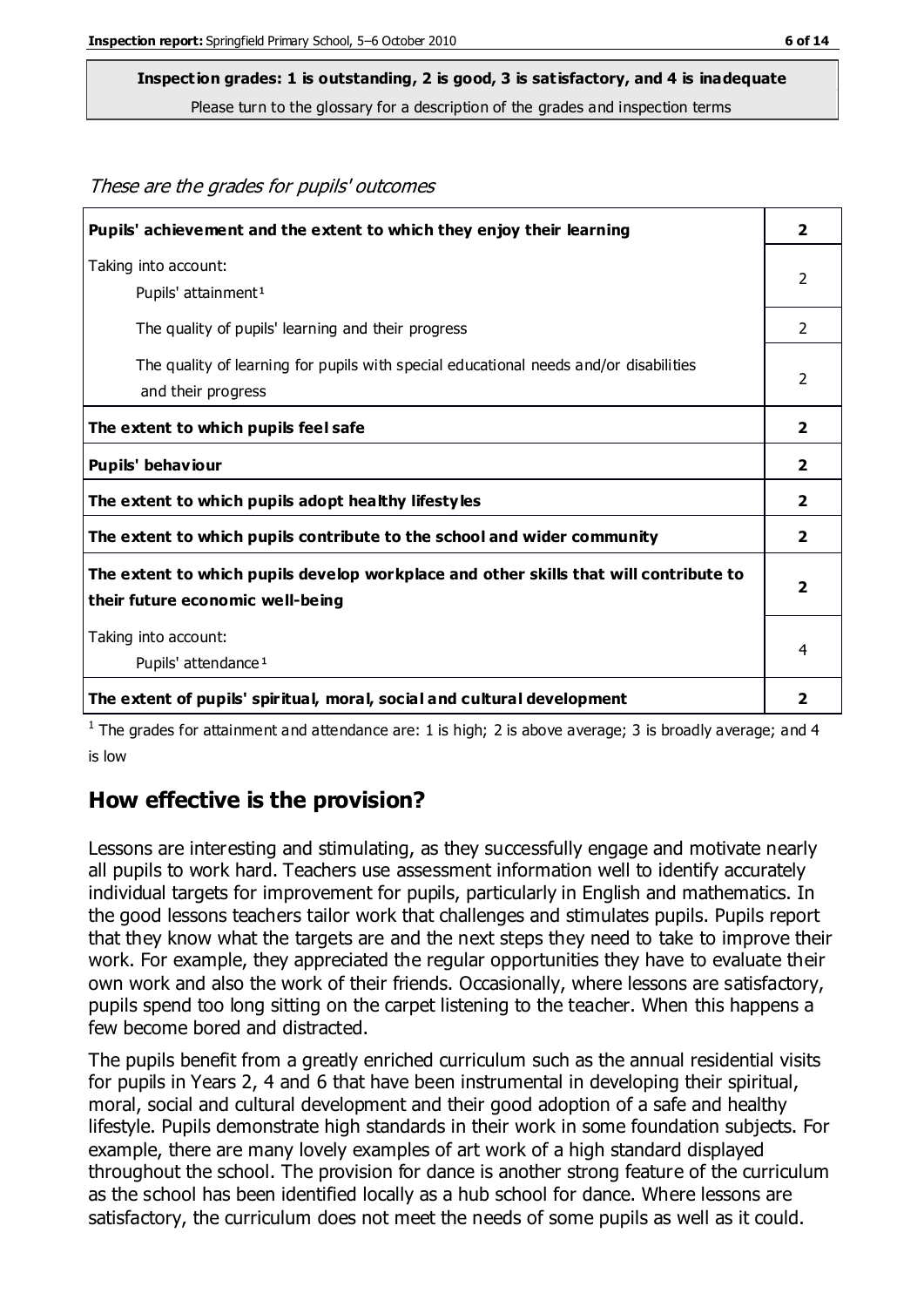**Inspection grades: 1 is outstanding, 2 is good, 3 is satisfactory, and 4 is inadequate**
Please turn to the glossary for a description of the grades and inspection terms

*These are the grades for pupils' outcomes*

| | |
|---|---|
| **Pupils' achievement and the extent to which they enjoy their learning** | **2** |
| Taking into account: Pupils' attainment[1] | 2 |
| The quality of pupils' learning and their progress | 2 |
| The quality of learning for pupils with special educational needs and/or disabilities and their progress | 2 |
| **The extent to which pupils feel safe** | **2** |
| **Pupils' behaviour** | **2** |
| **The extent to which pupils adopt healthy lifestyles** | **2** |
| **The extent to which pupils contribute to the school and wider community** | **2** |
| **The extent to which pupils develop workplace and other skills that will contribute to their future economic well-being** | **2** |
| Taking into account: Pupils' attendance[1] | 4 |
| **The extent of pupils' spiritual, moral, social and cultural development** | **2** |

[1] The grades for attainment and attendance are: 1 is high; 2 is above average; 3 is broadly average; and 4 is low

## How effective is the provision?

Lessons are interesting and stimulating, as they successfully engage and motivate nearly all pupils to work hard. Teachers use assessment information well to identify accurately individual targets for improvement for pupils, particularly in English and mathematics. In the good lessons teachers tailor work that challenges and stimulates pupils. Pupils report that they know what the targets are and the next steps they need to take to improve their work. For example, they appreciated the regular opportunities they have to evaluate their own work and also the work of their friends. Occasionally, where lessons are satisfactory, pupils spend too long sitting on the carpet listening to the teacher. When this happens a few become bored and distracted.

The pupils benefit from a greatly enriched curriculum such as the annual residential visits for pupils in Years 2, 4 and 6 that have been instrumental in developing their spiritual, moral, social and cultural development and their good adoption of a safe and healthy lifestyle. Pupils demonstrate high standards in their work in some foundation subjects. For example, there are many lovely examples of art work of a high standard displayed throughout the school. The provision for dance is another strong feature of the curriculum as the school has been identified locally as a hub school for dance. Where lessons are satisfactory, the curriculum does not meet the needs of some pupils as well as it could.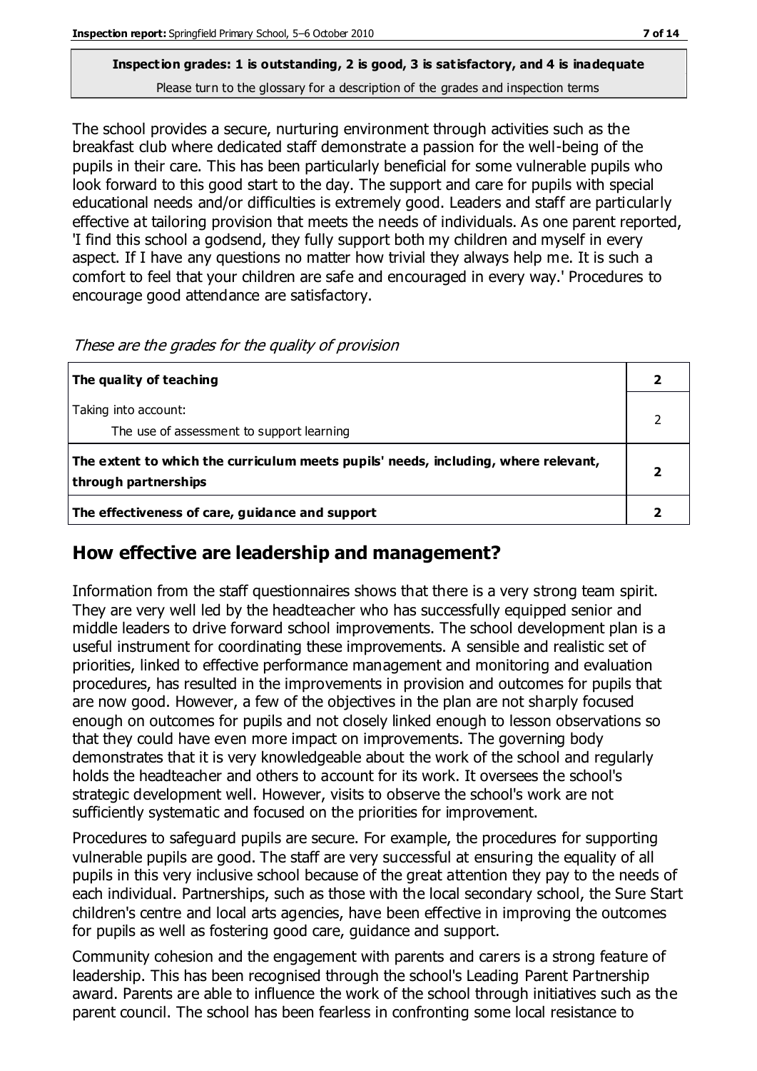**Inspection grades: 1 is outstanding, 2 is good, 3 is satisfactory, and 4 is inadequate**
Please turn to the glossary for a description of the grades and inspection terms

The school provides a secure, nurturing environment through activities such as the breakfast club where dedicated staff demonstrate a passion for the well-being of the pupils in their care. This has been particularly beneficial for some vulnerable pupils who look forward to this good start to the day. The support and care for pupils with special educational needs and/or difficulties is extremely good. Leaders and staff are particularly effective at tailoring provision that meets the needs of individuals. As one parent reported, 'I find this school a godsend, they fully support both my children and myself in every aspect. If I have any questions no matter how trivial they always help me. It is such a comfort to feel that your children are safe and encouraged in every way.' Procedures to encourage good attendance are satisfactory.

*These are the grades for the quality of provision*

| | |
|---|---|
| **The quality of teaching** | **2** |
| Taking into account: The use of assessment to support learning | 2 |
| **The extent to which the curriculum meets pupils' needs, including, where relevant, through partnerships** | **2** |
| **The effectiveness of care, guidance and support** | **2** |

## How effective are leadership and management?

Information from the staff questionnaires shows that there is a very strong team spirit. They are very well led by the headteacher who has successfully equipped senior and middle leaders to drive forward school improvements. The school development plan is a useful instrument for coordinating these improvements. A sensible and realistic set of priorities, linked to effective performance management and monitoring and evaluation procedures, has resulted in the improvements in provision and outcomes for pupils that are now good. However, a few of the objectives in the plan are not sharply focused enough on outcomes for pupils and not closely linked enough to lesson observations so that they could have even more impact on improvements. The governing body demonstrates that it is very knowledgeable about the work of the school and regularly holds the headteacher and others to account for its work. It oversees the school's strategic development well. However, visits to observe the school's work are not sufficiently systematic and focused on the priorities for improvement.

Procedures to safeguard pupils are secure. For example, the procedures for supporting vulnerable pupils are good. The staff are very successful at ensuring the equality of all pupils in this very inclusive school because of the great attention they pay to the needs of each individual. Partnerships, such as those with the local secondary school, the Sure Start children's centre and local arts agencies, have been effective in improving the outcomes for pupils as well as fostering good care, guidance and support.

Community cohesion and the engagement with parents and carers is a strong feature of leadership. This has been recognised through the school's Leading Parent Partnership award. Parents are able to influence the work of the school through initiatives such as the parent council. The school has been fearless in confronting some local resistance to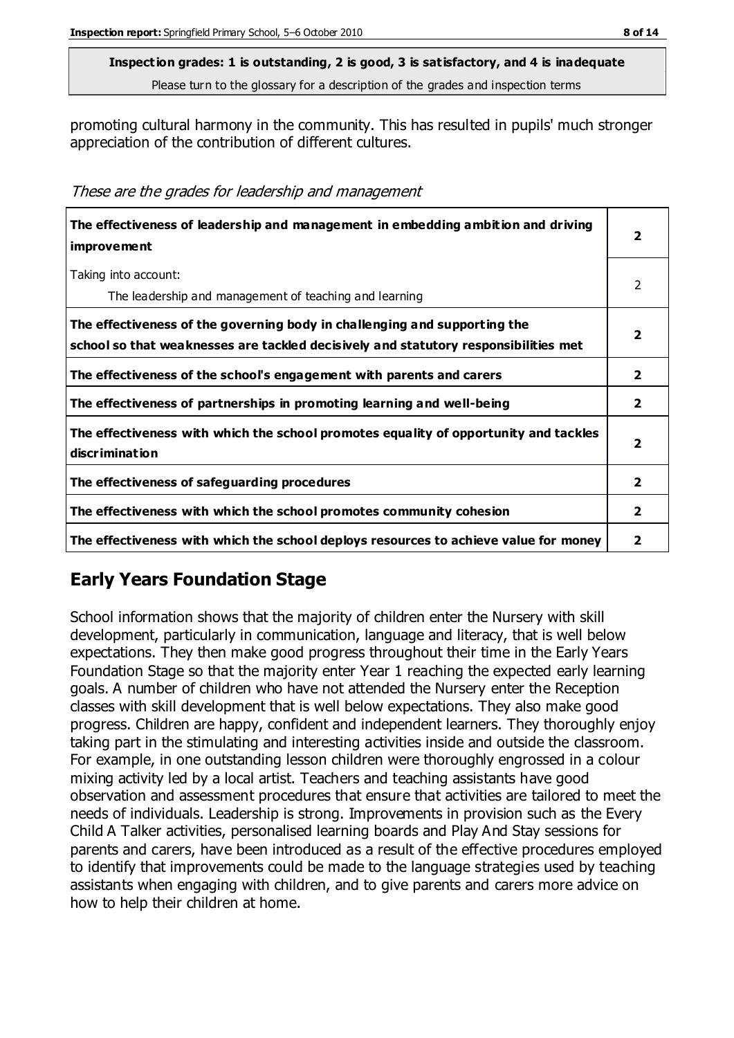**Inspection grades: 1 is outstanding, 2 is good, 3 is satisfactory, and 4 is inadequate**
Please turn to the glossary for a description of the grades and inspection terms

promoting cultural harmony in the community. This has resulted in pupils' much stronger appreciation of the contribution of different cultures.

*These are the grades for leadership and management*

| | |
|---|---|
| **The effectiveness of leadership and management in embedding ambition and driving improvement** | **2** |
| Taking into account: The leadership and management of teaching and learning | 2 |
| **The effectiveness of the governing body in challenging and supporting the school so that weaknesses are tackled decisively and statutory responsibilities met** | **2** |
| **The effectiveness of the school's engagement with parents and carers** | **2** |
| **The effectiveness of partnerships in promoting learning and well-being** | **2** |
| **The effectiveness with which the school promotes equality of opportunity and tackles discrimination** | **2** |
| **The effectiveness of safeguarding procedures** | **2** |
| **The effectiveness with which the school promotes community cohesion** | **2** |
| **The effectiveness with which the school deploys resources to achieve value for money** | **2** |

## Early Years Foundation Stage

School information shows that the majority of children enter the Nursery with skill development, particularly in communication, language and literacy, that is well below expectations. They then make good progress throughout their time in the Early Years Foundation Stage so that the majority enter Year 1 reaching the expected early learning goals. A number of children who have not attended the Nursery enter the Reception classes with skill development that is well below expectations. They also make good progress. Children are happy, confident and independent learners. They thoroughly enjoy taking part in the stimulating and interesting activities inside and outside the classroom. For example, in one outstanding lesson children were thoroughly engrossed in a colour mixing activity led by a local artist. Teachers and teaching assistants have good observation and assessment procedures that ensure that activities are tailored to meet the needs of individuals. Leadership is strong. Improvements in provision such as the Every Child A Talker activities, personalised learning boards and Play And Stay sessions for parents and carers, have been introduced as a result of the effective procedures employed to identify that improvements could be made to the language strategies used by teaching assistants when engaging with children, and to give parents and carers more advice on how to help their children at home.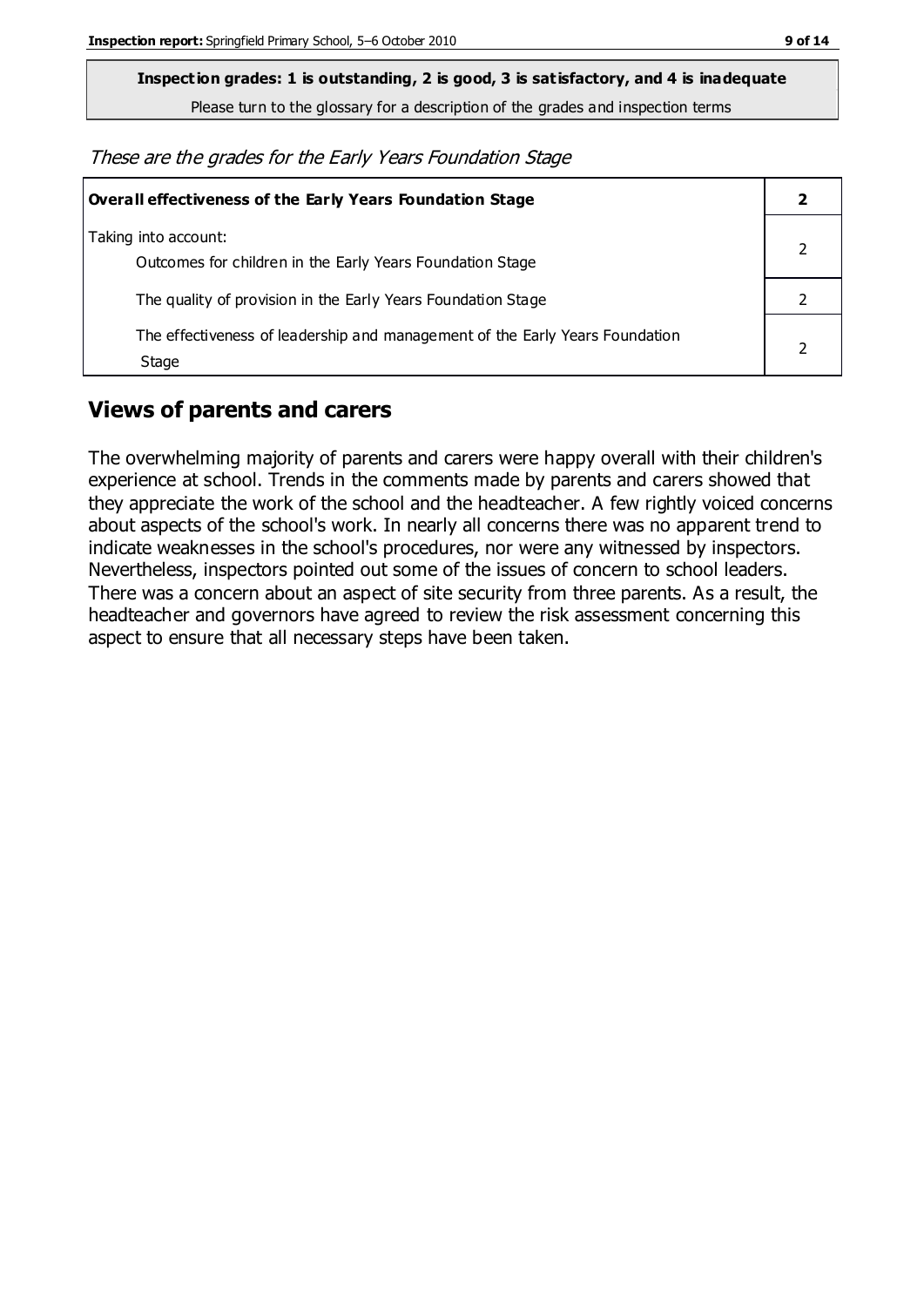**Inspection grades: 1 is outstanding, 2 is good, 3 is satisfactory, and 4 is inadequate**

Please turn to the glossary for a description of the grades and inspection terms

*These are the grades for the Early Years Foundation Stage*

| **Overall effectiveness of the Early Years Foundation Stage** | **2** |
|---|---|
| Taking into account:<br>Outcomes for children in the Early Years Foundation Stage | 2 |
| The quality of provision in the Early Years Foundation Stage | 2 |
| The effectiveness of leadership and management of the Early Years Foundation Stage | 2 |

## Views of parents and carers

The overwhelming majority of parents and carers were happy overall with their children's experience at school. Trends in the comments made by parents and carers showed that they appreciate the work of the school and the headteacher. A few rightly voiced concerns about aspects of the school's work. In nearly all concerns there was no apparent trend to indicate weaknesses in the school's procedures, nor were any witnessed by inspectors. Nevertheless, inspectors pointed out some of the issues of concern to school leaders. There was a concern about an aspect of site security from three parents. As a result, the headteacher and governors have agreed to review the risk assessment concerning this aspect to ensure that all necessary steps have been taken.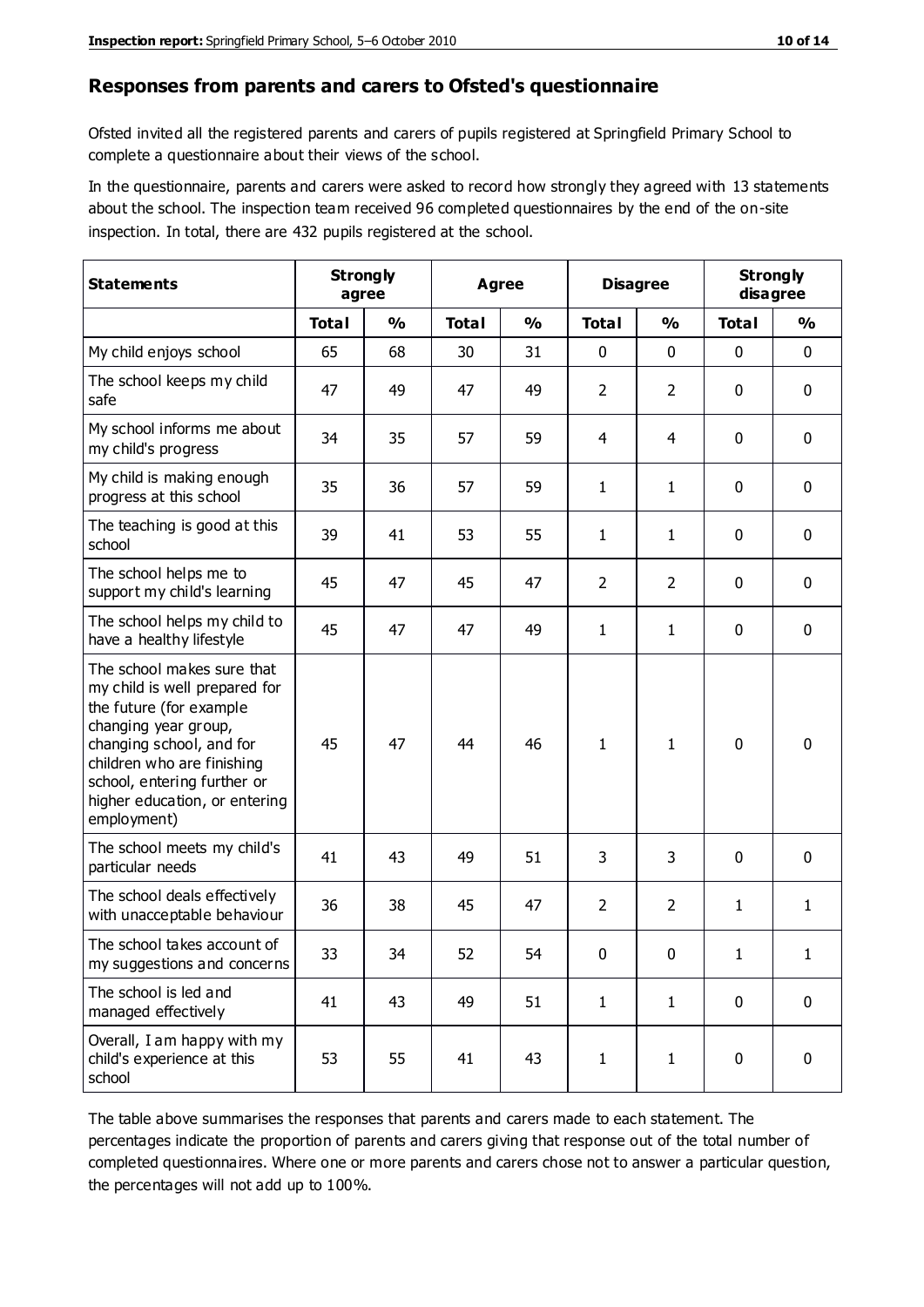## Responses from parents and carers to Ofsted's questionnaire

Ofsted invited all the registered parents and carers of pupils registered at Springfield Primary School to complete a questionnaire about their views of the school.

In the questionnaire, parents and carers were asked to record how strongly they agreed with 13 statements about the school. The inspection team received 96 completed questionnaires by the end of the on-site inspection. In total, there are 432 pupils registered at the school.

| Statements | Strongly agree | | Agree | | Disagree | | Strongly disagree | |
|---|---|---|---|---|---|---|---|---|
| | Total | % | Total | % | Total | % | Total | % |
| My child enjoys school | 65 | 68 | 30 | 31 | 0 | 0 | 0 | 0 |
| The school keeps my child safe | 47 | 49 | 47 | 49 | 2 | 2 | 0 | 0 |
| My school informs me about my child's progress | 34 | 35 | 57 | 59 | 4 | 4 | 0 | 0 |
| My child is making enough progress at this school | 35 | 36 | 57 | 59 | 1 | 1 | 0 | 0 |
| The teaching is good at this school | 39 | 41 | 53 | 55 | 1 | 1 | 0 | 0 |
| The school helps me to support my child's learning | 45 | 47 | 45 | 47 | 2 | 2 | 0 | 0 |
| The school helps my child to have a healthy lifestyle | 45 | 47 | 47 | 49 | 1 | 1 | 0 | 0 |
| The school makes sure that my child is well prepared for the future (for example changing year group, changing school, and for children who are finishing school, entering further or higher education, or entering employment) | 45 | 47 | 44 | 46 | 1 | 1 | 0 | 0 |
| The school meets my child's particular needs | 41 | 43 | 49 | 51 | 3 | 3 | 0 | 0 |
| The school deals effectively with unacceptable behaviour | 36 | 38 | 45 | 47 | 2 | 2 | 1 | 1 |
| The school takes account of my suggestions and concerns | 33 | 34 | 52 | 54 | 0 | 0 | 1 | 1 |
| The school is led and managed effectively | 41 | 43 | 49 | 51 | 1 | 1 | 0 | 0 |
| Overall, I am happy with my child's experience at this school | 53 | 55 | 41 | 43 | 1 | 1 | 0 | 0 |

The table above summarises the responses that parents and carers made to each statement. The percentages indicate the proportion of parents and carers giving that response out of the total number of completed questionnaires. Where one or more parents and carers chose not to answer a particular question, the percentages will not add up to 100%.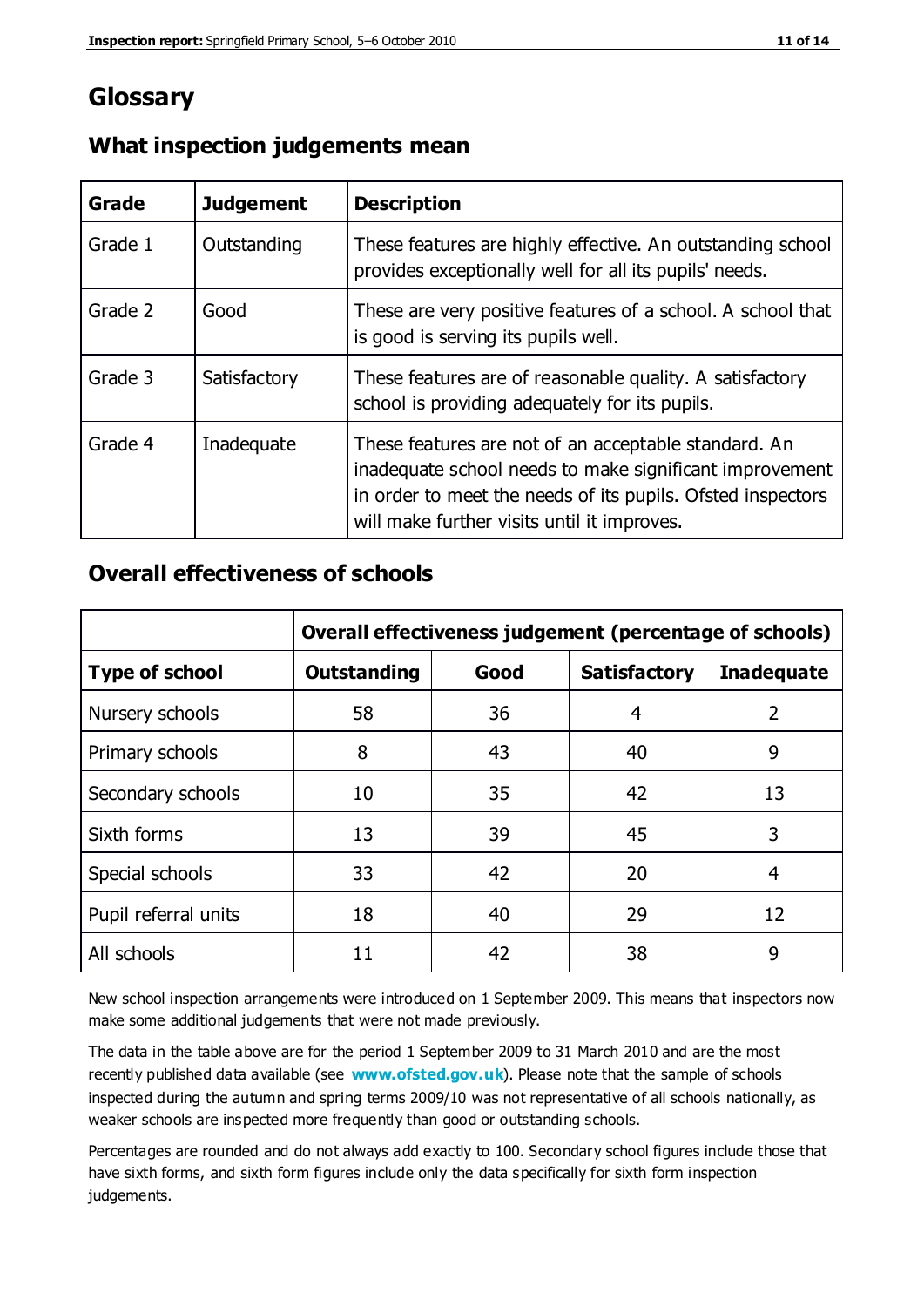# Glossary

## What inspection judgements mean

| Grade | Judgement | Description |
|---|---|---|
| Grade 1 | Outstanding | These features are highly effective. An outstanding school provides exceptionally well for all its pupils' needs. |
| Grade 2 | Good | These are very positive features of a school. A school that is good is serving its pupils well. |
| Grade 3 | Satisfactory | These features are of reasonable quality. A satisfactory school is providing adequately for its pupils. |
| Grade 4 | Inadequate | These features are not of an acceptable standard. An inadequate school needs to make significant improvement in order to meet the needs of its pupils. Ofsted inspectors will make further visits until it improves. |

## Overall effectiveness of schools

| | Overall effectiveness judgement (percentage of schools) | | | |
|---|---|---|---|---|
| **Type of school** | **Outstanding** | **Good** | **Satisfactory** | **Inadequate** |
| Nursery schools | 58 | 36 | 4 | 2 |
| Primary schools | 8 | 43 | 40 | 9 |
| Secondary schools | 10 | 35 | 42 | 13 |
| Sixth forms | 13 | 39 | 45 | 3 |
| Special schools | 33 | 42 | 20 | 4 |
| Pupil referral units | 18 | 40 | 29 | 12 |
| All schools | 11 | 42 | 38 | 9 |

New school inspection arrangements were introduced on 1 September 2009. This means that inspectors now make some additional judgements that were not made previously.

The data in the table above are for the period 1 September 2009 to 31 March 2010 and are the most recently published data available (see **www.ofsted.gov.uk**). Please note that the sample of schools inspected during the autumn and spring terms 2009/10 was not representative of all schools nationally, as weaker schools are inspected more frequently than good or outstanding schools.

Percentages are rounded and do not always add exactly to 100. Secondary school figures include those that have sixth forms, and sixth form figures include only the data specifically for sixth form inspection judgements.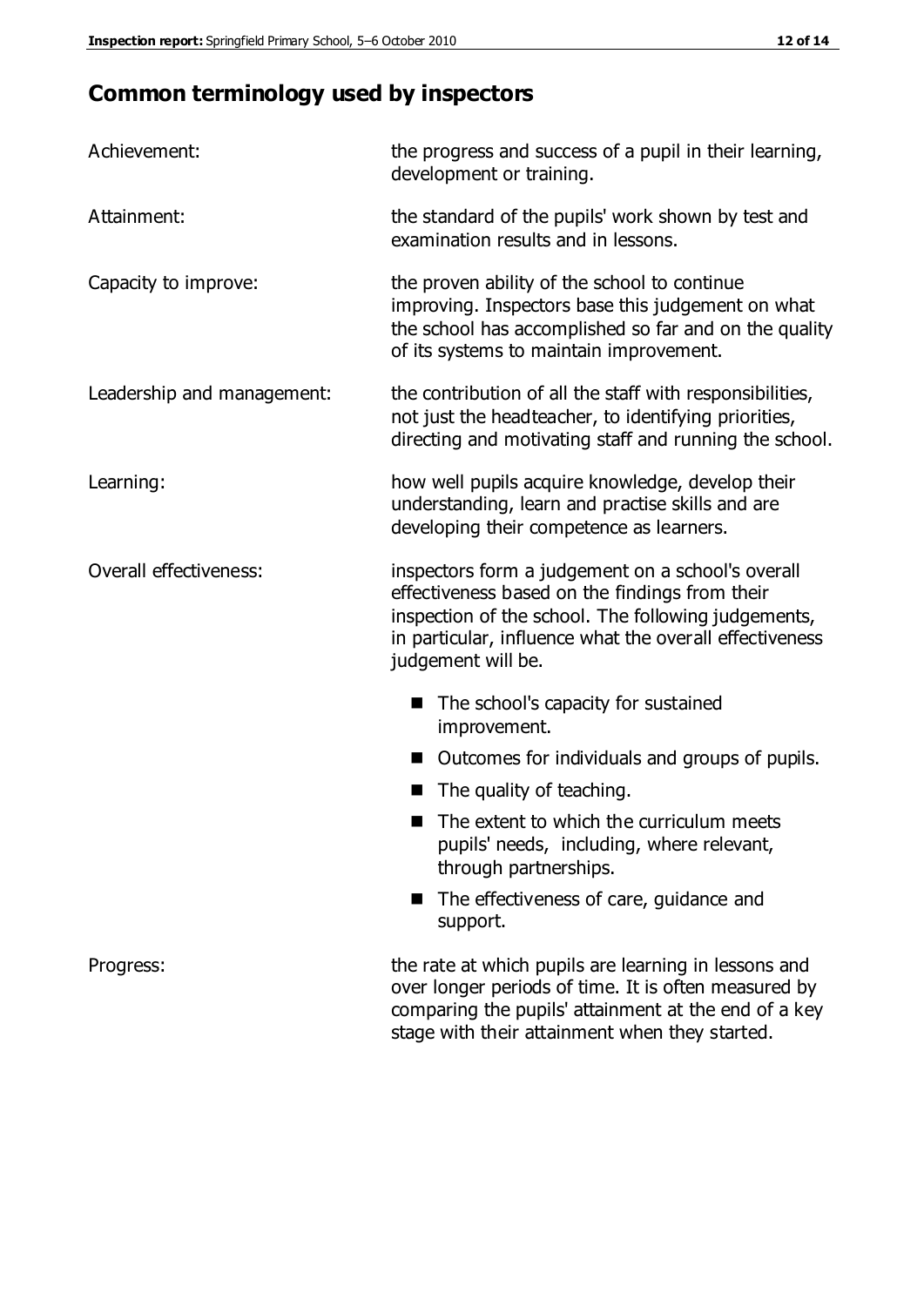## Common terminology used by inspectors

**Achievement:** the progress and success of a pupil in their learning, development or training.

**Attainment:** the standard of the pupils' work shown by test and examination results and in lessons.

**Capacity to improve:** the proven ability of the school to continue improving. Inspectors base this judgement on what the school has accomplished so far and on the quality of its systems to maintain improvement.

**Leadership and management:** the contribution of all the staff with responsibilities, not just the headteacher, to identifying priorities, directing and motivating staff and running the school.

**Learning:** how well pupils acquire knowledge, develop their understanding, learn and practise skills and are developing their competence as learners.

**Overall effectiveness:** inspectors form a judgement on a school's overall effectiveness based on the findings from their inspection of the school. The following judgements, in particular, influence what the overall effectiveness judgement will be.

- The school's capacity for sustained improvement.
- Outcomes for individuals and groups of pupils.
- The quality of teaching.
- The extent to which the curriculum meets pupils' needs, including, where relevant, through partnerships.
- The effectiveness of care, guidance and support.

**Progress:** the rate at which pupils are learning in lessons and over longer periods of time. It is often measured by comparing the pupils' attainment at the end of a key stage with their attainment when they started.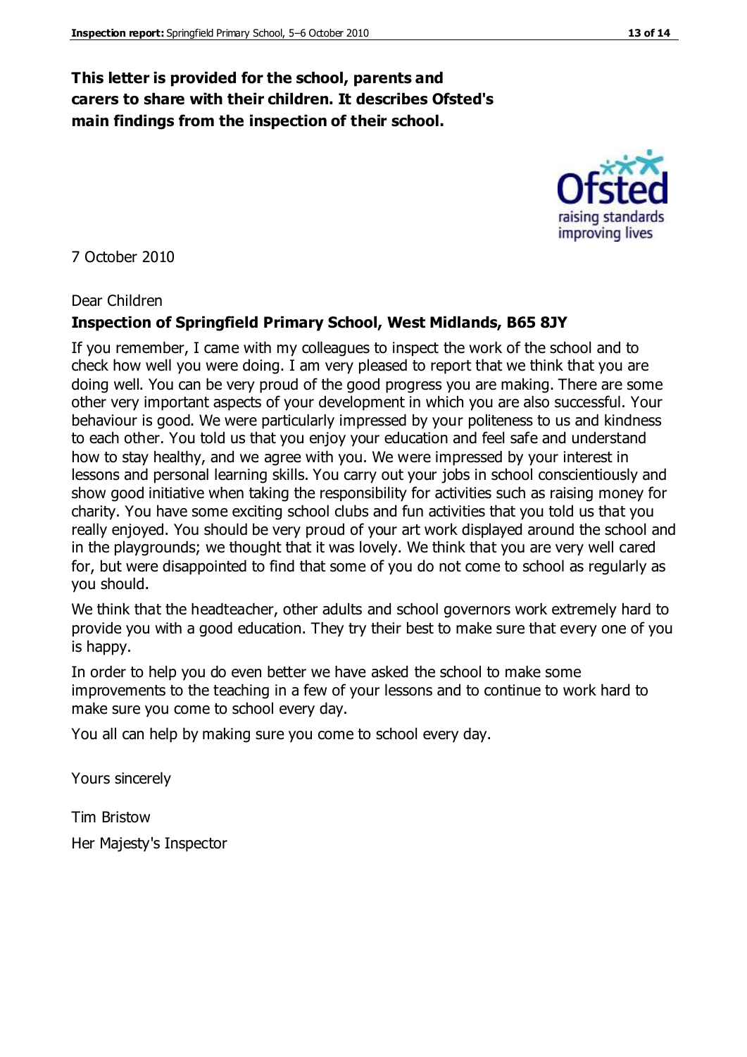**This letter is provided for the school, parents and carers to share with their children. It describes Ofsted's main findings from the inspection of their school.**

7 October 2010

Dear Children

**Inspection of Springfield Primary School, West Midlands, B65 8JY**

If you remember, I came with my colleagues to inspect the work of the school and to check how well you were doing. I am very pleased to report that we think that you are doing well. You can be very proud of the good progress you are making. There are some other very important aspects of your development in which you are also successful. Your behaviour is good. We were particularly impressed by your politeness to us and kindness to each other. You told us that you enjoy your education and feel safe and understand how to stay healthy, and we agree with you. We were impressed by your interest in lessons and personal learning skills. You carry out your jobs in school conscientiously and show good initiative when taking the responsibility for activities such as raising money for charity. You have some exciting school clubs and fun activities that you told us that you really enjoyed. You should be very proud of your art work displayed around the school and in the playgrounds; we thought that it was lovely. We think that you are very well cared for, but were disappointed to find that some of you do not come to school as regularly as you should.

We think that the headteacher, other adults and school governors work extremely hard to provide you with a good education. They try their best to make sure that every one of you is happy.

In order to help you do even better we have asked the school to make some improvements to the teaching in a few of your lessons and to continue to work hard to make sure you come to school every day.

You all can help by making sure you come to school every day.

Yours sincerely

Tim Bristow

Her Majesty's Inspector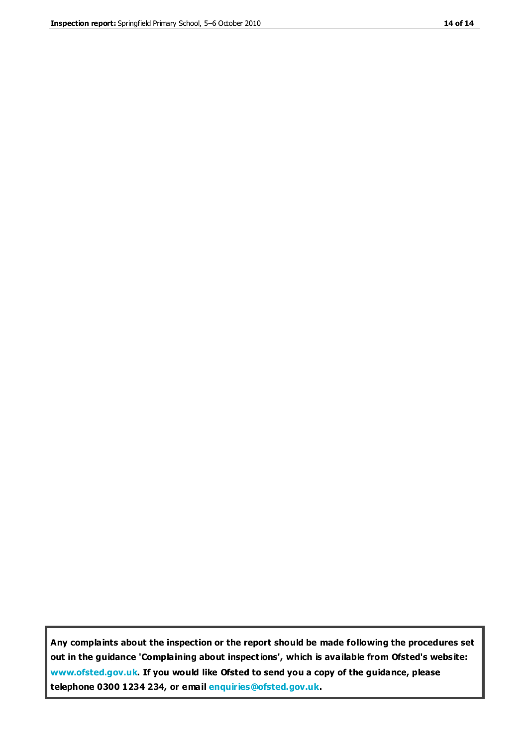**Any complaints about the inspection or the report should be made following the procedures set out in the guidance 'Complaining about inspections', which is available from Ofsted's website: www.ofsted.gov.uk. If you would like Ofsted to send you a copy of the guidance, please telephone 0300 1234 234, or email enquiries@ofsted.gov.uk.**